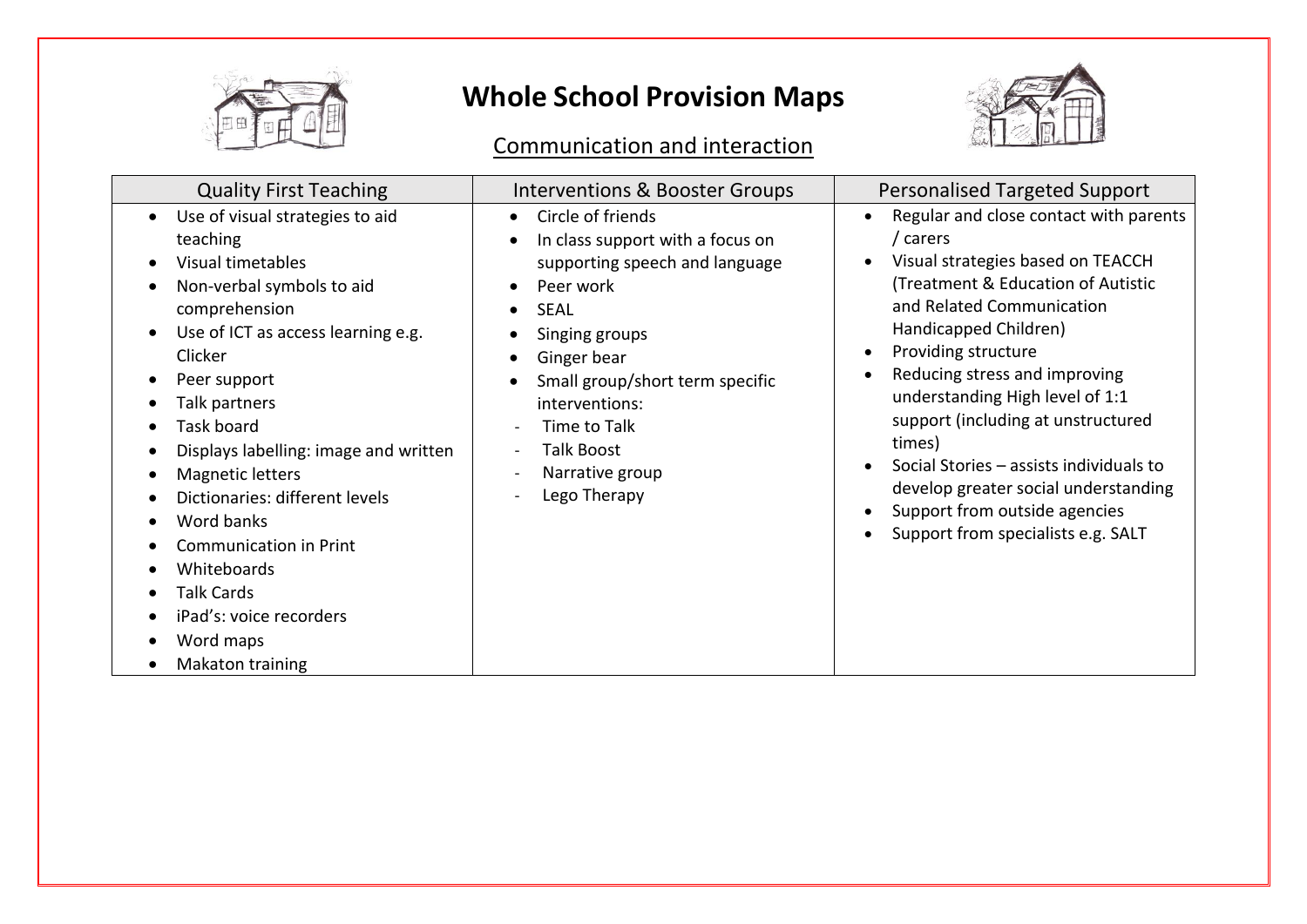# Whole School Provision Maps

## Communication and interaction

| Quality First Teaching | Interventions & Booster Groups | Personalised Targeted Support |
| --- | --- | --- |
| • Use of visual strategies to aid teaching<br>• Visual timetables<br>• Non-verbal symbols to aid comprehension<br>• Use of ICT as access learning e.g. Clicker<br>• Peer support<br>• Talk partners<br>• Task board<br>• Displays labelling: image and written<br>• Magnetic letters<br>• Dictionaries: different levels<br>• Word banks<br>• Communication in Print<br>• Whiteboards<br>• Talk Cards<br>• iPad's: voice recorders<br>• Word maps<br>• Makaton training | • Circle of friends<br>• In class support with a focus on supporting speech and language<br>• Peer work<br>• SEAL<br>• Singing groups<br>• Ginger bear<br>• Small group/short term specific interventions:<br>- Time to Talk<br>- Talk Boost<br>- Narrative group<br>- Lego Therapy | • Regular and close contact with parents / carers<br>• Visual strategies based on TEACCH (Treatment & Education of Autistic and Related Communication Handicapped Children)<br>• Providing structure<br>• Reducing stress and improving understanding High level of 1:1 support (including at unstructured times)<br>• Social Stories – assists individuals to develop greater social understanding<br>• Support from outside agencies<br>• Support from specialists e.g. SALT |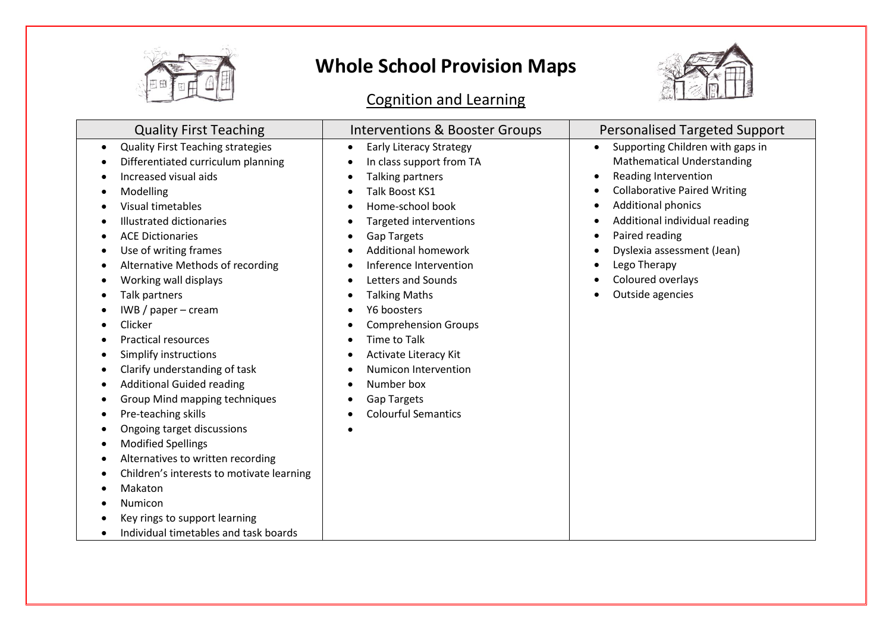# Whole School Provision Maps

## Cognition and Learning

| Quality First Teaching | Interventions & Booster Groups | Personalised Targeted Support |
|---|---|---|
| • Quality First Teaching strategies<br>• Differentiated curriculum planning<br>• Increased visual aids<br>• Modelling<br>• Visual timetables<br>• Illustrated dictionaries<br>• ACE Dictionaries<br>• Use of writing frames<br>• Alternative Methods of recording<br>• Working wall displays<br>• Talk partners<br>• IWB / paper – cream<br>• Clicker<br>• Practical resources<br>• Simplify instructions<br>• Clarify understanding of task<br>• Additional Guided reading<br>• Group Mind mapping techniques<br>• Pre-teaching skills<br>• Ongoing target discussions<br>• Modified Spellings<br>• Alternatives to written recording<br>• Children's interests to motivate learning<br>• Makaton<br>• Numicon<br>• Key rings to support learning<br>• Individual timetables and task boards | • Early Literacy Strategy<br>• In class support from TA<br>• Talking partners<br>• Talk Boost KS1<br>• Home-school book<br>• Targeted interventions<br>• Gap Targets<br>• Additional homework<br>• Inference Intervention<br>• Letters and Sounds<br>• Talking Maths<br>• Y6 boosters<br>• Comprehension Groups<br>• Time to Talk<br>• Activate Literacy Kit<br>• Numicon Intervention<br>• Number box<br>• Gap Targets<br>• Colourful Semantics<br>• | • Supporting Children with gaps in Mathematical Understanding<br>• Reading Intervention<br>• Collaborative Paired Writing<br>• Additional phonics<br>• Additional individual reading<br>• Paired reading<br>• Dyslexia assessment (Jean)<br>• Lego Therapy<br>• Coloured overlays<br>• Outside agencies |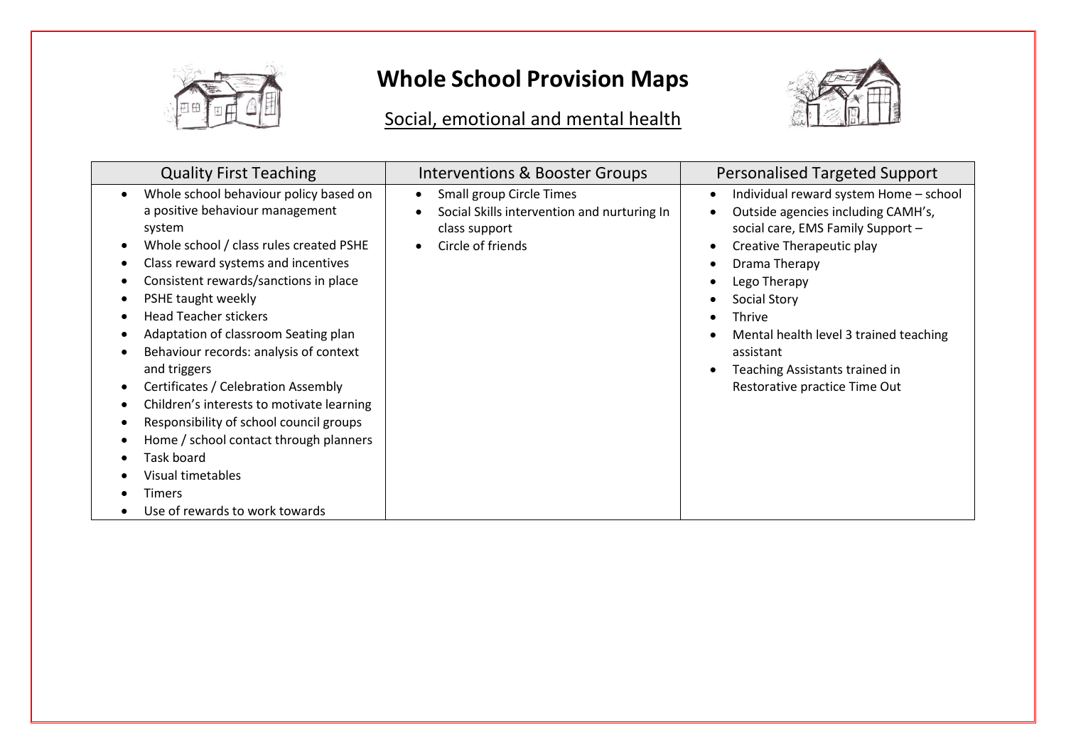# Whole School Provision Maps

## Social, emotional and mental health

| Quality First Teaching | Interventions & Booster Groups | Personalised Targeted Support |
|---|---|---|
| • Whole school behaviour policy based on a positive behaviour management system<br>• Whole school / class rules created PSHE<br>• Class reward systems and incentives<br>• Consistent rewards/sanctions in place<br>• PSHE taught weekly<br>• Head Teacher stickers<br>• Adaptation of classroom Seating plan<br>• Behaviour records: analysis of context and triggers<br>• Certificates / Celebration Assembly<br>• Children's interests to motivate learning<br>• Responsibility of school council groups<br>• Home / school contact through planners<br>• Task board<br>• Visual timetables<br>• Timers<br>• Use of rewards to work towards | • Small group Circle Times<br>• Social Skills intervention and nurturing In class support<br>• Circle of friends | • Individual reward system Home – school<br>• Outside agencies including CAMH's, social care, EMS Family Support –<br>• Creative Therapeutic play<br>• Drama Therapy<br>• Lego Therapy<br>• Social Story<br>• Thrive<br>• Mental health level 3 trained teaching assistant<br>• Teaching Assistants trained in Restorative practice Time Out |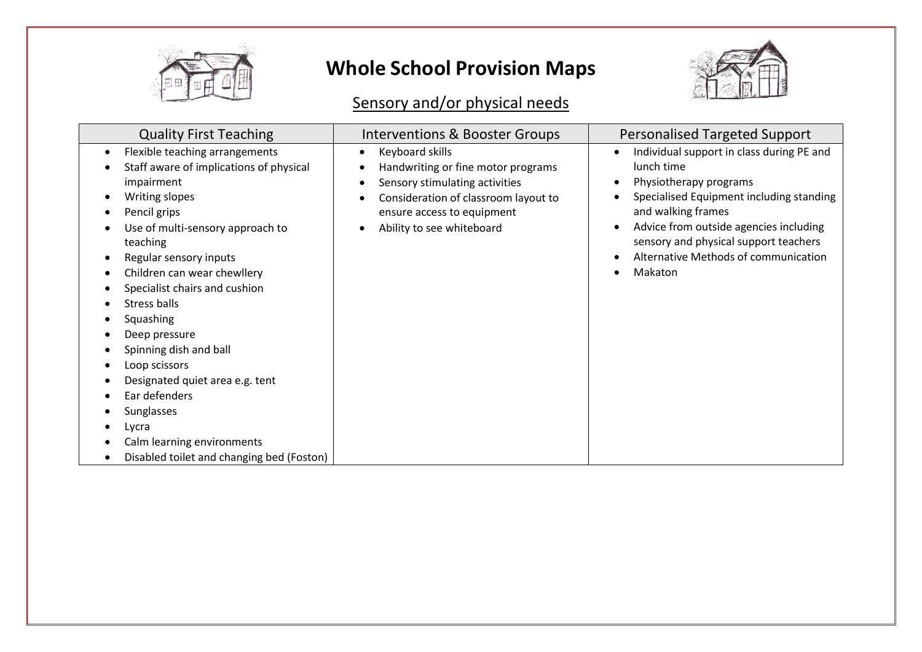# Whole School Provision Maps

## Sensory and/or physical needs

| Quality First Teaching | Interventions & Booster Groups | Personalised Targeted Support |
|---|---|---|
| • Flexible teaching arrangements<br>• Staff aware of implications of physical impairment<br>• Writing slopes<br>• Pencil grips<br>• Use of multi-sensory approach to teaching<br>• Regular sensory inputs<br>• Children can wear chewllery<br>• Specialist chairs and cushion<br>• Stress balls<br>• Squashing<br>• Deep pressure<br>• Spinning dish and ball<br>• Loop scissors<br>• Designated quiet area e.g. tent<br>• Ear defenders<br>• Sunglasses<br>• Lycra<br>• Calm learning environments<br>• Disabled toilet and changing bed (Foston) | • Keyboard skills<br>• Handwriting or fine motor programs<br>• Sensory stimulating activities<br>• Consideration of classroom layout to ensure access to equipment<br>• Ability to see whiteboard | • Individual support in class during PE and lunch time<br>• Physiotherapy programs<br>• Specialised Equipment including standing and walking frames<br>• Advice from outside agencies including sensory and physical support teachers<br>• Alternative Methods of communication<br>• Makaton |